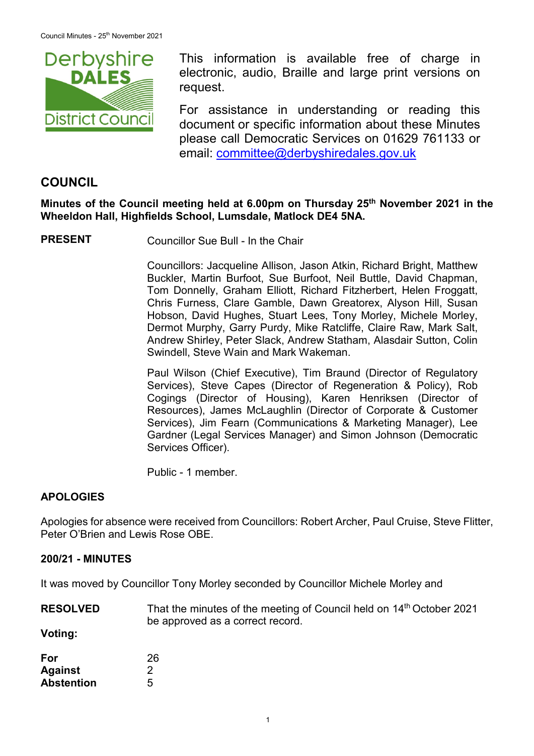This information is available free of charge in electronic, audio, Braille and large print versions on request.

For assistance in understanding or reading this document or specific information about these Minutes please call Democratic Services on 01629 761133 or email: committee@derbyshiredales.gov.uk

## COUNCIL

**Minutes of the Council meeting held at 6.00pm on Thursday 25th November 2021 in the Wheeldon Hall, Highfields School, Lumsdale, Matlock DE4 5NA.**

**PRESENT**

Councillor Sue Bull - In the Chair

Councillors: Jacqueline Allison, Jason Atkin, Richard Bright, Matthew Buckler, Martin Burfoot, Sue Burfoot, Neil Buttle, David Chapman, Tom Donnelly, Graham Elliott, Richard Fitzherbert, Helen Froggatt, Chris Furness, Clare Gamble, Dawn Greatorex, Alyson Hill, Susan Hobson, David Hughes, Stuart Lees, Tony Morley, Michele Morley, Dermot Murphy, Garry Purdy, Mike Ratcliffe, Claire Raw, Mark Salt, Andrew Shirley, Peter Slack, Andrew Statham, Alasdair Sutton, Colin Swindell, Steve Wain and Mark Wakeman.

Paul Wilson (Chief Executive), Tim Braund (Director of Regulatory Services), Steve Capes (Director of Regeneration & Policy), Rob Cogings (Director of Housing), Karen Henriksen (Director of Resources), James McLaughlin (Director of Corporate & Customer Services), Jim Fearn (Communications & Marketing Manager), Lee Gardner (Legal Services Manager) and Simon Johnson (Democratic Services Officer).

Public - 1 member.

### APOLOGIES

Apologies for absence were received from Councillors: Robert Archer, Paul Cruise, Steve Flitter, Peter O'Brien and Lewis Rose OBE.

### 200/21 - MINUTES

It was moved by Councillor Tony Morley seconded by Councillor Michele Morley and

**RESOLVED** That the minutes of the meeting of Council held on 14th October 2021 be approved as a correct record.

**Voting:**

| | |
|---|---|
| **For** | 26 |
| **Against** | 2 |
| **Abstention** | 5 |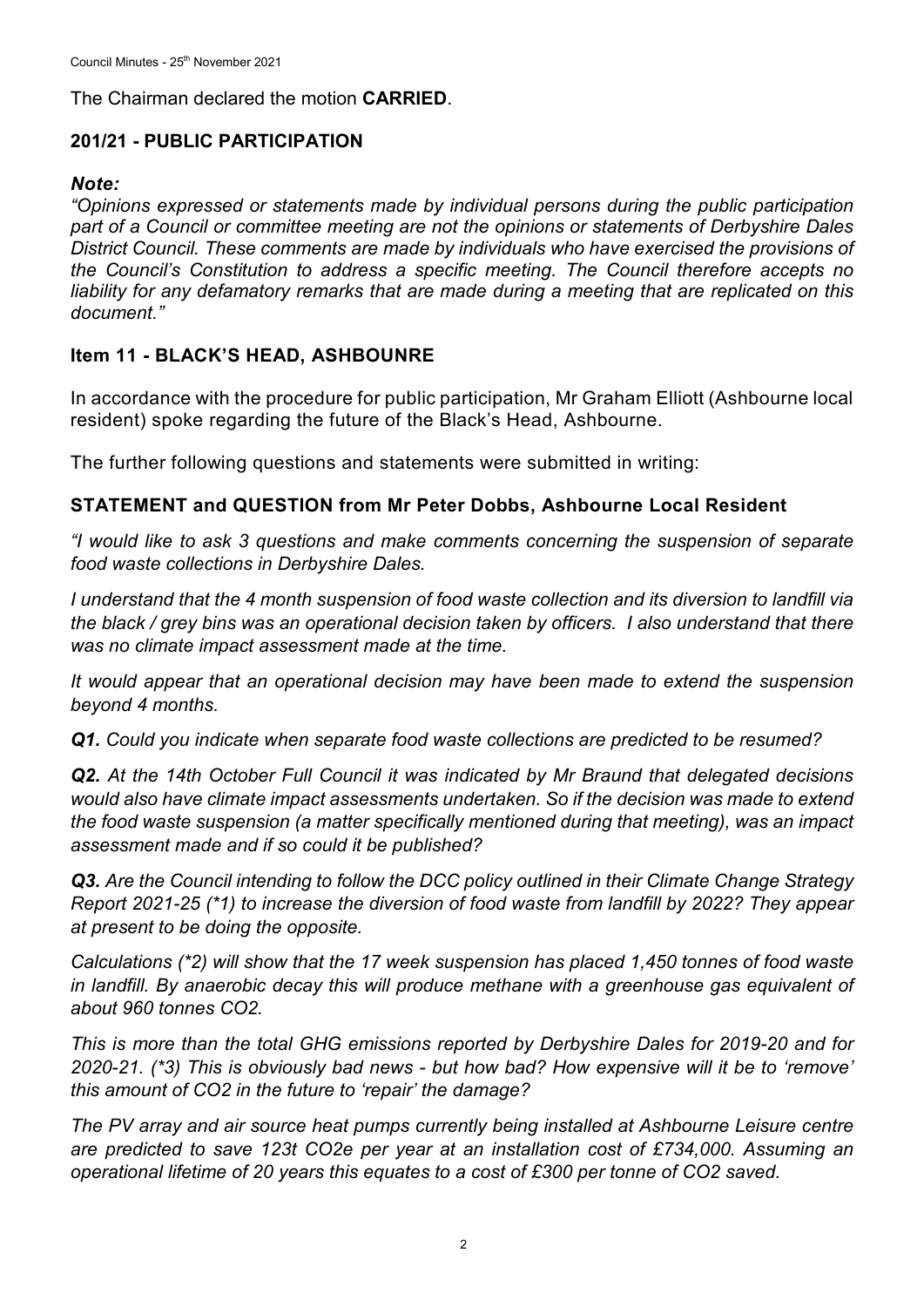The Chairman declared the motion **CARRIED**.

## 201/21 - PUBLIC PARTICIPATION

***Note:***

*"Opinions expressed or statements made by individual persons during the public participation part of a Council or committee meeting are not the opinions or statements of Derbyshire Dales District Council. These comments are made by individuals who have exercised the provisions of the Council's Constitution to address a specific meeting. The Council therefore accepts no liability for any defamatory remarks that are made during a meeting that are replicated on this document."*

## Item 11 - BLACK'S HEAD, ASHBOUNRE

In accordance with the procedure for public participation, Mr Graham Elliott (Ashbourne local resident) spoke regarding the future of the Black's Head, Ashbourne.

The further following questions and statements were submitted in writing:

## STATEMENT and QUESTION from Mr Peter Dobbs, Ashbourne Local Resident

*"I would like to ask 3 questions and make comments concerning the suspension of separate food waste collections in Derbyshire Dales.*

*I understand that the 4 month suspension of food waste collection and its diversion to landfill via the black / grey bins was an operational decision taken by officers. I also understand that there was no climate impact assessment made at the time.*

*It would appear that an operational decision may have been made to extend the suspension beyond 4 months.*

***Q1.*** *Could you indicate when separate food waste collections are predicted to be resumed?*

***Q2.*** *At the 14th October Full Council it was indicated by Mr Braund that delegated decisions would also have climate impact assessments undertaken. So if the decision was made to extend the food waste suspension (a matter specifically mentioned during that meeting), was an impact assessment made and if so could it be published?*

***Q3.*** *Are the Council intending to follow the DCC policy outlined in their Climate Change Strategy Report 2021-25 (\*1) to increase the diversion of food waste from landfill by 2022? They appear at present to be doing the opposite.*

*Calculations (\*2) will show that the 17 week suspension has placed 1,450 tonnes of food waste in landfill. By anaerobic decay this will produce methane with a greenhouse gas equivalent of about 960 tonnes CO2.*

*This is more than the total GHG emissions reported by Derbyshire Dales for 2019-20 and for 2020-21. (\*3) This is obviously bad news - but how bad? How expensive will it be to 'remove' this amount of CO2 in the future to 'repair' the damage?*

*The PV array and air source heat pumps currently being installed at Ashbourne Leisure centre are predicted to save 123t CO2e per year at an installation cost of £734,000. Assuming an operational lifetime of 20 years this equates to a cost of £300 per tonne of CO2 saved.*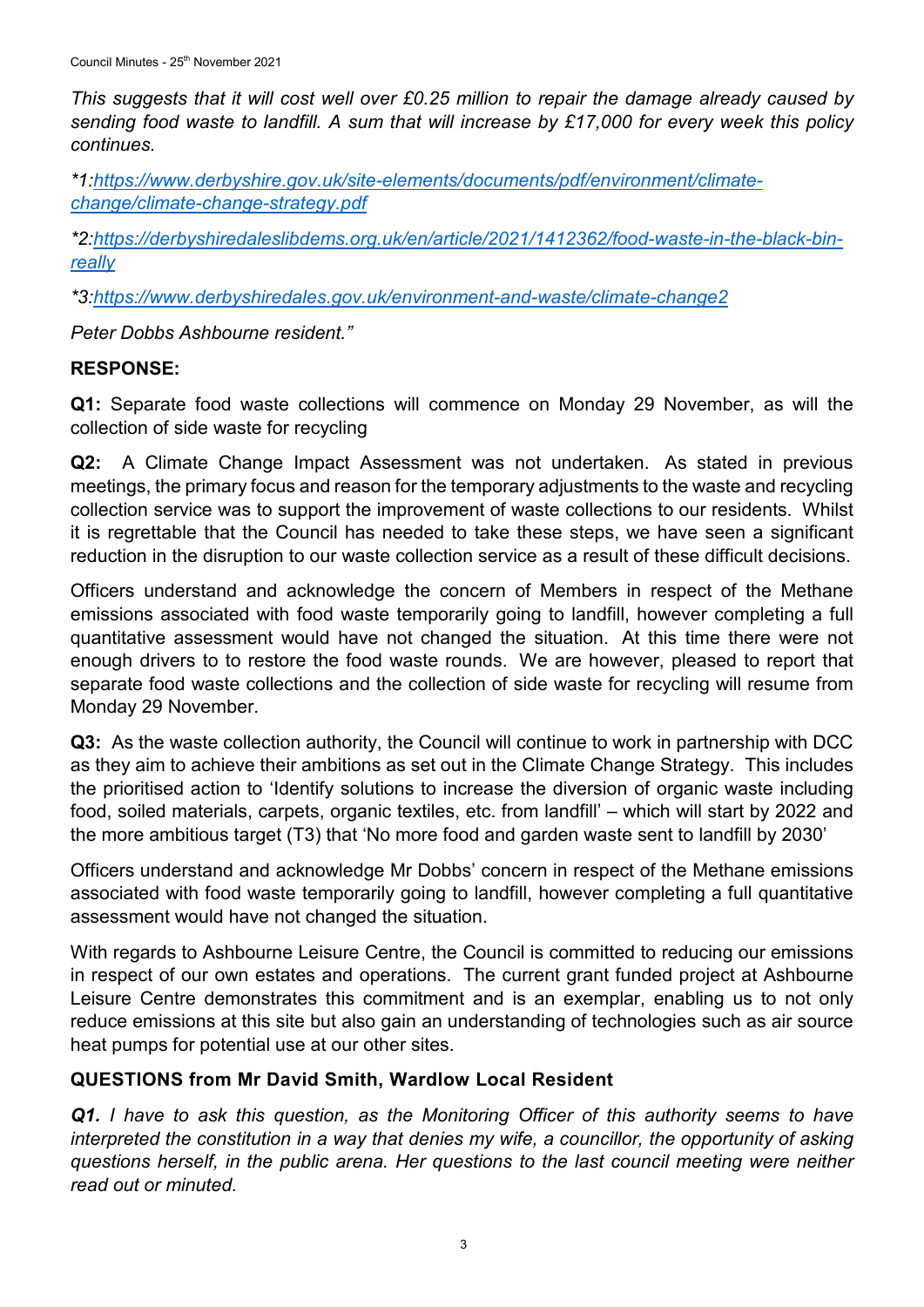*This suggests that it will cost well over £0.25 million to repair the damage already caused by sending food waste to landfill. A sum that will increase by £17,000 for every week this policy continues.*

*\*1:[https://www.derbyshire.gov.uk/site-elements/documents/pdf/environment/climate-change/climate-change-strategy.pdf](https://www.derbyshire.gov.uk/site-elements/documents/pdf/environment/climate-change/climate-change-strategy.pdf)*

*\*2:[https://derbyshiredaleslibdems.org.uk/en/article/2021/1412362/food-waste-in-the-black-bin-really](https://derbyshiredaleslibdems.org.uk/en/article/2021/1412362/food-waste-in-the-black-bin-really)*

*\*3:[https://www.derbyshiredales.gov.uk/environment-and-waste/climate-change2](https://www.derbyshiredales.gov.uk/environment-and-waste/climate-change2)*

*Peter Dobbs Ashbourne resident."*

**RESPONSE:**

**Q1:** Separate food waste collections will commence on Monday 29 November, as will the collection of side waste for recycling

**Q2:** A Climate Change Impact Assessment was not undertaken. As stated in previous meetings, the primary focus and reason for the temporary adjustments to the waste and recycling collection service was to support the improvement of waste collections to our residents. Whilst it is regrettable that the Council has needed to take these steps, we have seen a significant reduction in the disruption to our waste collection service as a result of these difficult decisions.

Officers understand and acknowledge the concern of Members in respect of the Methane emissions associated with food waste temporarily going to landfill, however completing a full quantitative assessment would have not changed the situation. At this time there were not enough drivers to to restore the food waste rounds. We are however, pleased to report that separate food waste collections and the collection of side waste for recycling will resume from Monday 29 November.

**Q3:** As the waste collection authority, the Council will continue to work in partnership with DCC as they aim to achieve their ambitions as set out in the Climate Change Strategy. This includes the prioritised action to 'Identify solutions to increase the diversion of organic waste including food, soiled materials, carpets, organic textiles, etc. from landfill' – which will start by 2022 and the more ambitious target (T3) that 'No more food and garden waste sent to landfill by 2030'

Officers understand and acknowledge Mr Dobbs' concern in respect of the Methane emissions associated with food waste temporarily going to landfill, however completing a full quantitative assessment would have not changed the situation.

With regards to Ashbourne Leisure Centre, the Council is committed to reducing our emissions in respect of our own estates and operations. The current grant funded project at Ashbourne Leisure Centre demonstrates this commitment and is an exemplar, enabling us to not only reduce emissions at this site but also gain an understanding of technologies such as air source heat pumps for potential use at our other sites.

**QUESTIONS from Mr David Smith, Wardlow Local Resident**

***Q1.*** *I have to ask this question, as the Monitoring Officer of this authority seems to have interpreted the constitution in a way that denies my wife, a councillor, the opportunity of asking questions herself, in the public arena. Her questions to the last council meeting were neither read out or minuted.*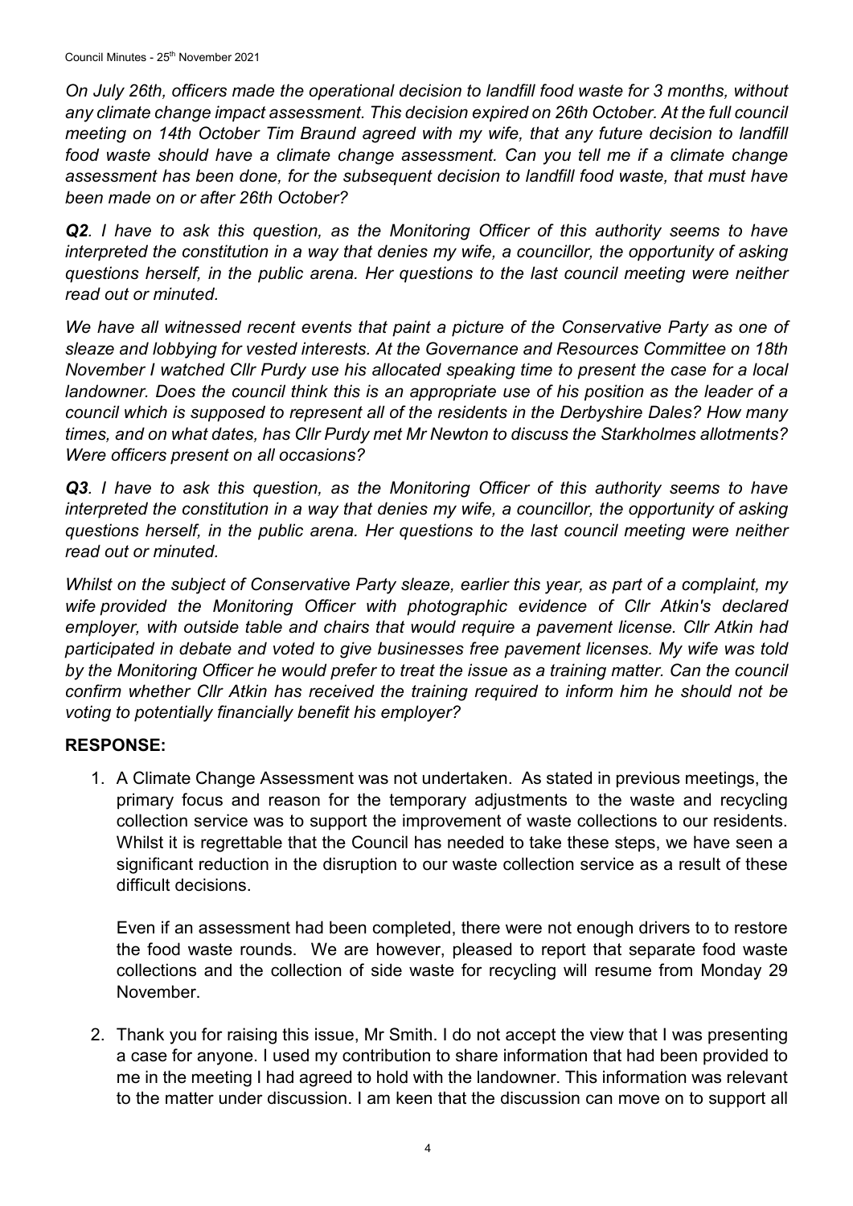*On July 26th, officers made the operational decision to landfill food waste for 3 months, without any climate change impact assessment. This decision expired on 26th October. At the full council meeting on 14th October Tim Braund agreed with my wife, that any future decision to landfill food waste should have a climate change assessment. Can you tell me if a climate change assessment has been done, for the subsequent decision to landfill food waste, that must have been made on or after 26th October?*

***Q2**. I have to ask this question, as the Monitoring Officer of this authority seems to have interpreted the constitution in a way that denies my wife, a councillor, the opportunity of asking questions herself, in the public arena. Her questions to the last council meeting were neither read out or minuted.*

*We have all witnessed recent events that paint a picture of the Conservative Party as one of sleaze and lobbying for vested interests. At the Governance and Resources Committee on 18th November I watched Cllr Purdy use his allocated speaking time to present the case for a local landowner. Does the council think this is an appropriate use of his position as the leader of a council which is supposed to represent all of the residents in the Derbyshire Dales? How many times, and on what dates, has Cllr Purdy met Mr Newton to discuss the Starkholmes allotments? Were officers present on all occasions?*

***Q3**. I have to ask this question, as the Monitoring Officer of this authority seems to have interpreted the constitution in a way that denies my wife, a councillor, the opportunity of asking questions herself, in the public arena. Her questions to the last council meeting were neither read out or minuted.*

*Whilst on the subject of Conservative Party sleaze, earlier this year, as part of a complaint, my wife provided the Monitoring Officer with photographic evidence of Cllr Atkin's declared employer, with outside table and chairs that would require a pavement license. Cllr Atkin had participated in debate and voted to give businesses free pavement licenses. My wife was told by the Monitoring Officer he would prefer to treat the issue as a training matter. Can the council confirm whether Cllr Atkin has received the training required to inform him he should not be voting to potentially financially benefit his employer?*

## RESPONSE:

1. A Climate Change Assessment was not undertaken. As stated in previous meetings, the primary focus and reason for the temporary adjustments to the waste and recycling collection service was to support the improvement of waste collections to our residents. Whilst it is regrettable that the Council has needed to take these steps, we have seen a significant reduction in the disruption to our waste collection service as a result of these difficult decisions.

   Even if an assessment had been completed, there were not enough drivers to to restore the food waste rounds. We are however, pleased to report that separate food waste collections and the collection of side waste for recycling will resume from Monday 29 November.

2. Thank you for raising this issue, Mr Smith. I do not accept the view that I was presenting a case for anyone. I used my contribution to share information that had been provided to me in the meeting I had agreed to hold with the landowner. This information was relevant to the matter under discussion. I am keen that the discussion can move on to support all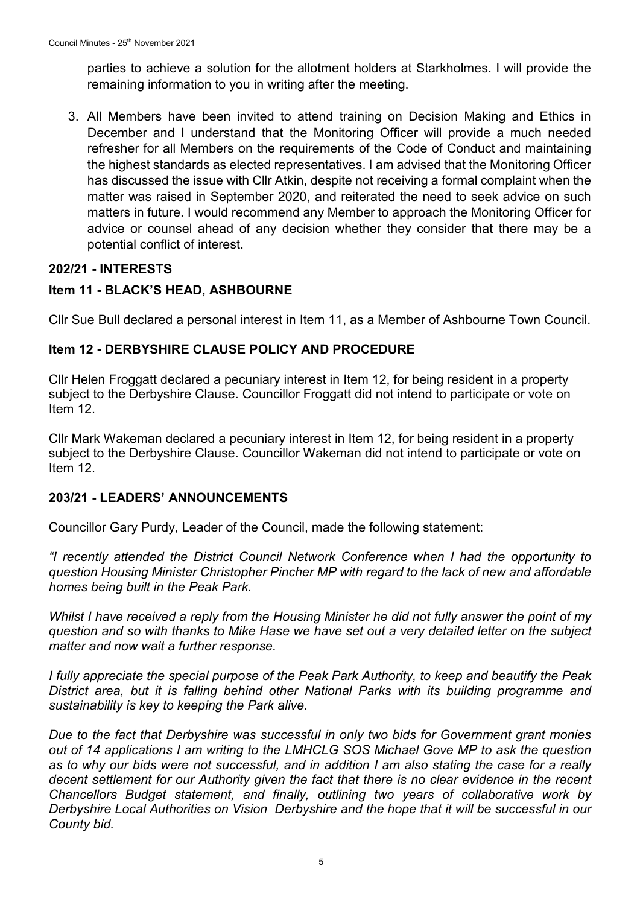parties to achieve a solution for the allotment holders at Starkholmes. I will provide the remaining information to you in writing after the meeting.

3. All Members have been invited to attend training on Decision Making and Ethics in December and I understand that the Monitoring Officer will provide a much needed refresher for all Members on the requirements of the Code of Conduct and maintaining the highest standards as elected representatives. I am advised that the Monitoring Officer has discussed the issue with Cllr Atkin, despite not receiving a formal complaint when the matter was raised in September 2020, and reiterated the need to seek advice on such matters in future. I would recommend any Member to approach the Monitoring Officer for advice or counsel ahead of any decision whether they consider that there may be a potential conflict of interest.

## 202/21 - INTERESTS

### Item 11 - BLACK'S HEAD, ASHBOURNE

Cllr Sue Bull declared a personal interest in Item 11, as a Member of Ashbourne Town Council.

### Item 12 - DERBYSHIRE CLAUSE POLICY AND PROCEDURE

Cllr Helen Froggatt declared a pecuniary interest in Item 12, for being resident in a property subject to the Derbyshire Clause. Councillor Froggatt did not intend to participate or vote on Item 12.

Cllr Mark Wakeman declared a pecuniary interest in Item 12, for being resident in a property subject to the Derbyshire Clause. Councillor Wakeman did not intend to participate or vote on Item 12.

## 203/21 - LEADERS' ANNOUNCEMENTS

Councillor Gary Purdy, Leader of the Council, made the following statement:

*"I recently attended the District Council Network Conference when I had the opportunity to question Housing Minister Christopher Pincher MP with regard to the lack of new and affordable homes being built in the Peak Park.*

*Whilst I have received a reply from the Housing Minister he did not fully answer the point of my question and so with thanks to Mike Hase we have set out a very detailed letter on the subject matter and now wait a further response.*

*I fully appreciate the special purpose of the Peak Park Authority, to keep and beautify the Peak District area, but it is falling behind other National Parks with its building programme and sustainability is key to keeping the Park alive.*

*Due to the fact that Derbyshire was successful in only two bids for Government grant monies out of 14 applications I am writing to the LMHCLG SOS Michael Gove MP to ask the question as to why our bids were not successful, and in addition I am also stating the case for a really decent settlement for our Authority given the fact that there is no clear evidence in the recent Chancellors Budget statement, and finally, outlining two years of collaborative work by Derbyshire Local Authorities on Vision Derbyshire and the hope that it will be successful in our County bid.*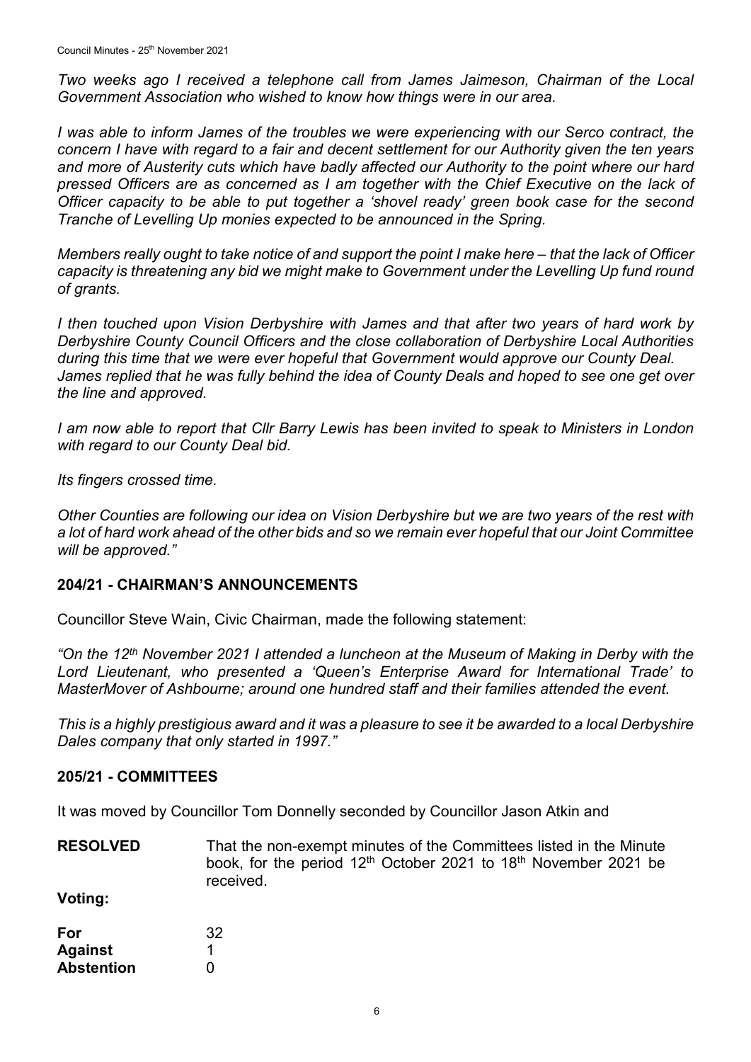*Two weeks ago I received a telephone call from James Jaimeson, Chairman of the Local Government Association who wished to know how things were in our area.*

*I was able to inform James of the troubles we were experiencing with our Serco contract, the concern I have with regard to a fair and decent settlement for our Authority given the ten years and more of Austerity cuts which have badly affected our Authority to the point where our hard pressed Officers are as concerned as I am together with the Chief Executive on the lack of Officer capacity to be able to put together a 'shovel ready' green book case for the second Tranche of Levelling Up monies expected to be announced in the Spring.*

*Members really ought to take notice of and support the point I make here – that the lack of Officer capacity is threatening any bid we might make to Government under the Levelling Up fund round of grants.*

*I then touched upon Vision Derbyshire with James and that after two years of hard work by Derbyshire County Council Officers and the close collaboration of Derbyshire Local Authorities during this time that we were ever hopeful that Government would approve our County Deal. James replied that he was fully behind the idea of County Deals and hoped to see one get over the line and approved.*

*I am now able to report that Cllr Barry Lewis has been invited to speak to Ministers in London with regard to our County Deal bid.*

*Its fingers crossed time.*

*Other Counties are following our idea on Vision Derbyshire but we are two years of the rest with a lot of hard work ahead of the other bids and so we remain ever hopeful that our Joint Committee will be approved."*

## 204/21 - CHAIRMAN'S ANNOUNCEMENTS

Councillor Steve Wain, Civic Chairman, made the following statement:

*"On the 12th November 2021 I attended a luncheon at the Museum of Making in Derby with the Lord Lieutenant, who presented a 'Queen's Enterprise Award for International Trade' to MasterMover of Ashbourne; around one hundred staff and their families attended the event.*

*This is a highly prestigious award and it was a pleasure to see it be awarded to a local Derbyshire Dales company that only started in 1997."*

## 205/21 - COMMITTEES

It was moved by Councillor Tom Donnelly seconded by Councillor Jason Atkin and

**RESOLVED** That the non-exempt minutes of the Committees listed in the Minute book, for the period 12th October 2021 to 18th November 2021 be received.

**Voting:**

| | |
|---|---|
| **For** | 32 |
| **Against** | 1 |
| **Abstention** | 0 |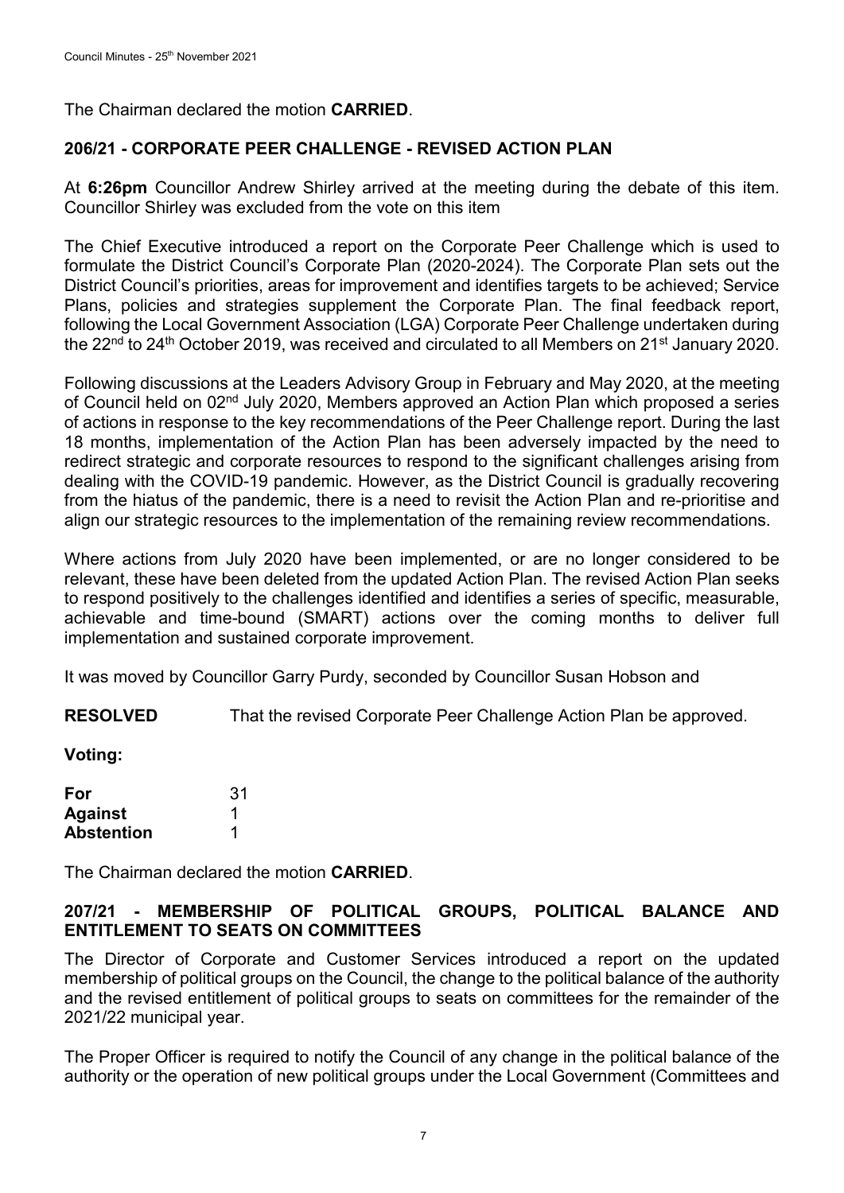The Chairman declared the motion **CARRIED**.

## 206/21 - CORPORATE PEER CHALLENGE - REVISED ACTION PLAN

At **6:26pm** Councillor Andrew Shirley arrived at the meeting during the debate of this item. Councillor Shirley was excluded from the vote on this item

The Chief Executive introduced a report on the Corporate Peer Challenge which is used to formulate the District Council's Corporate Plan (2020-2024). The Corporate Plan sets out the District Council's priorities, areas for improvement and identifies targets to be achieved; Service Plans, policies and strategies supplement the Corporate Plan. The final feedback report, following the Local Government Association (LGA) Corporate Peer Challenge undertaken during the 22nd to 24th October 2019, was received and circulated to all Members on 21st January 2020.

Following discussions at the Leaders Advisory Group in February and May 2020, at the meeting of Council held on 02nd July 2020, Members approved an Action Plan which proposed a series of actions in response to the key recommendations of the Peer Challenge report. During the last 18 months, implementation of the Action Plan has been adversely impacted by the need to redirect strategic and corporate resources to respond to the significant challenges arising from dealing with the COVID-19 pandemic. However, as the District Council is gradually recovering from the hiatus of the pandemic, there is a need to revisit the Action Plan and re-prioritise and align our strategic resources to the implementation of the remaining review recommendations.

Where actions from July 2020 have been implemented, or are no longer considered to be relevant, these have been deleted from the updated Action Plan. The revised Action Plan seeks to respond positively to the challenges identified and identifies a series of specific, measurable, achievable and time-bound (SMART) actions over the coming months to deliver full implementation and sustained corporate improvement.

It was moved by Councillor Garry Purdy, seconded by Councillor Susan Hobson and

**RESOLVED** That the revised Corporate Peer Challenge Action Plan be approved.

**Voting:**

| | |
|---|---|
| **For** | 31 |
| **Against** | 1 |
| **Abstention** | 1 |

The Chairman declared the motion **CARRIED**.

## 207/21 - MEMBERSHIP OF POLITICAL GROUPS, POLITICAL BALANCE AND ENTITLEMENT TO SEATS ON COMMITTEES

The Director of Corporate and Customer Services introduced a report on the updated membership of political groups on the Council, the change to the political balance of the authority and the revised entitlement of political groups to seats on committees for the remainder of the 2021/22 municipal year.

The Proper Officer is required to notify the Council of any change in the political balance of the authority or the operation of new political groups under the Local Government (Committees and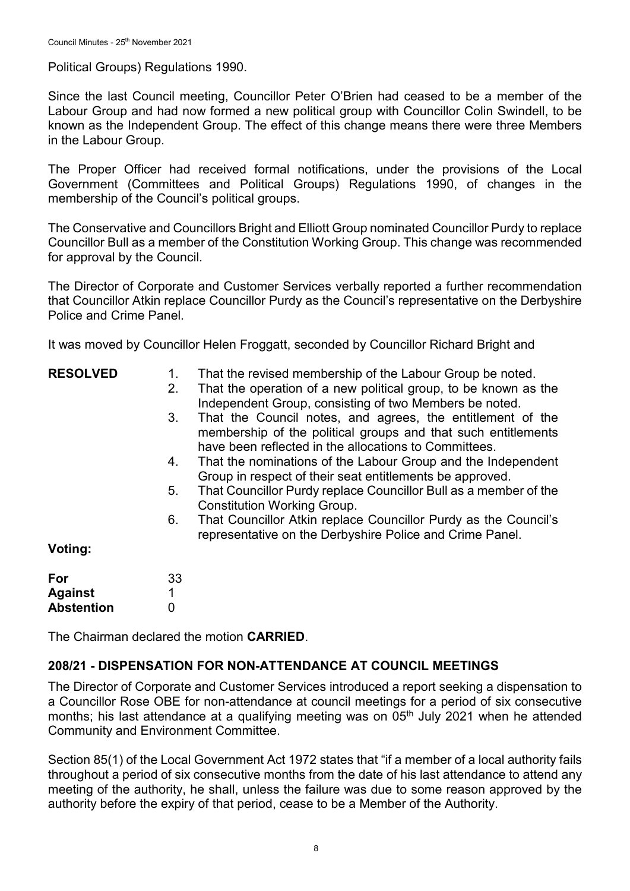Political Groups) Regulations 1990.

Since the last Council meeting, Councillor Peter O'Brien had ceased to be a member of the Labour Group and had now formed a new political group with Councillor Colin Swindell, to be known as the Independent Group. The effect of this change means there were three Members in the Labour Group.

The Proper Officer had received formal notifications, under the provisions of the Local Government (Committees and Political Groups) Regulations 1990, of changes in the membership of the Council's political groups.

The Conservative and Councillors Bright and Elliott Group nominated Councillor Purdy to replace Councillor Bull as a member of the Constitution Working Group. This change was recommended for approval by the Council.

The Director of Corporate and Customer Services verbally reported a further recommendation that Councillor Atkin replace Councillor Purdy as the Council's representative on the Derbyshire Police and Crime Panel.

It was moved by Councillor Helen Froggatt, seconded by Councillor Richard Bright and

**RESOLVED**

1. That the revised membership of the Labour Group be noted.
2. That the operation of a new political group, to be known as the Independent Group, consisting of two Members be noted.
3. That the Council notes, and agrees, the entitlement of the membership of the political groups and that such entitlements have been reflected in the allocations to Committees.
4. That the nominations of the Labour Group and the Independent Group in respect of their seat entitlements be approved.
5. That Councillor Purdy replace Councillor Bull as a member of the Constitution Working Group.
6. That Councillor Atkin replace Councillor Purdy as the Council's representative on the Derbyshire Police and Crime Panel.

**Voting:**

| | |
|---|---|
| **For** | 33 |
| **Against** | 1 |
| **Abstention** | 0 |

The Chairman declared the motion **CARRIED**.

## 208/21 - DISPENSATION FOR NON-ATTENDANCE AT COUNCIL MEETINGS

The Director of Corporate and Customer Services introduced a report seeking a dispensation to a Councillor Rose OBE for non-attendance at council meetings for a period of six consecutive months; his last attendance at a qualifying meeting was on 05th July 2021 when he attended Community and Environment Committee.

Section 85(1) of the Local Government Act 1972 states that "if a member of a local authority fails throughout a period of six consecutive months from the date of his last attendance to attend any meeting of the authority, he shall, unless the failure was due to some reason approved by the authority before the expiry of that period, cease to be a Member of the Authority.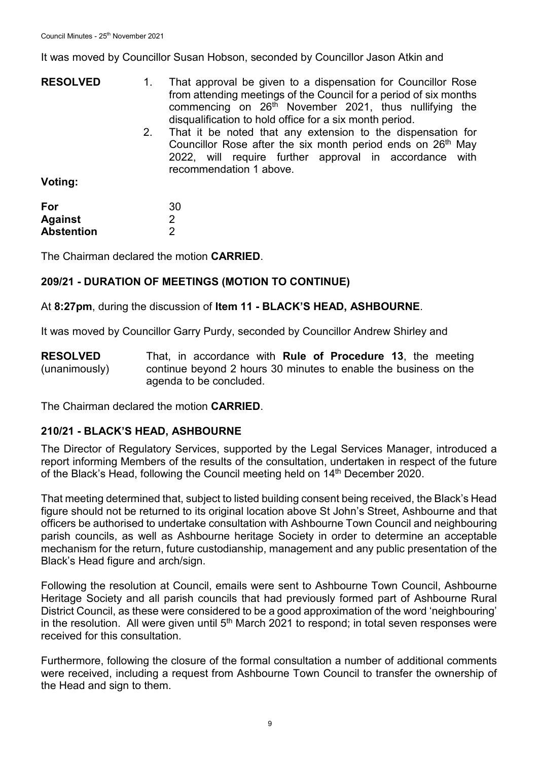It was moved by Councillor Susan Hobson, seconded by Councillor Jason Atkin and

**RESOLVED**

1. That approval be given to a dispensation for Councillor Rose from attending meetings of the Council for a period of six months commencing on 26th November 2021, thus nullifying the disqualification to hold office for a six month period.
2. That it be noted that any extension to the dispensation for Councillor Rose after the six month period ends on 26th May 2022, will require further approval in accordance with recommendation 1 above.

**Voting:**

| | |
|---|---|
| **For** | 30 |
| **Against** | 2 |
| **Abstention** | 2 |

The Chairman declared the motion **CARRIED**.

## 209/21 - DURATION OF MEETINGS (MOTION TO CONTINUE)

At **8:27pm**, during the discussion of **Item 11 - BLACK'S HEAD, ASHBOURNE**.

It was moved by Councillor Garry Purdy, seconded by Councillor Andrew Shirley and

**RESOLVED** (unanimously) That, in accordance with **Rule of Procedure 13**, the meeting continue beyond 2 hours 30 minutes to enable the business on the agenda to be concluded.

The Chairman declared the motion **CARRIED**.

## 210/21 - BLACK'S HEAD, ASHBOURNE

The Director of Regulatory Services, supported by the Legal Services Manager, introduced a report informing Members of the results of the consultation, undertaken in respect of the future of the Black's Head, following the Council meeting held on 14th December 2020.

That meeting determined that, subject to listed building consent being received, the Black's Head figure should not be returned to its original location above St John's Street, Ashbourne and that officers be authorised to undertake consultation with Ashbourne Town Council and neighbouring parish councils, as well as Ashbourne heritage Society in order to determine an acceptable mechanism for the return, future custodianship, management and any public presentation of the Black's Head figure and arch/sign.

Following the resolution at Council, emails were sent to Ashbourne Town Council, Ashbourne Heritage Society and all parish councils that had previously formed part of Ashbourne Rural District Council, as these were considered to be a good approximation of the word 'neighbouring' in the resolution. All were given until 5th March 2021 to respond; in total seven responses were received for this consultation.

Furthermore, following the closure of the formal consultation a number of additional comments were received, including a request from Ashbourne Town Council to transfer the ownership of the Head and sign to them.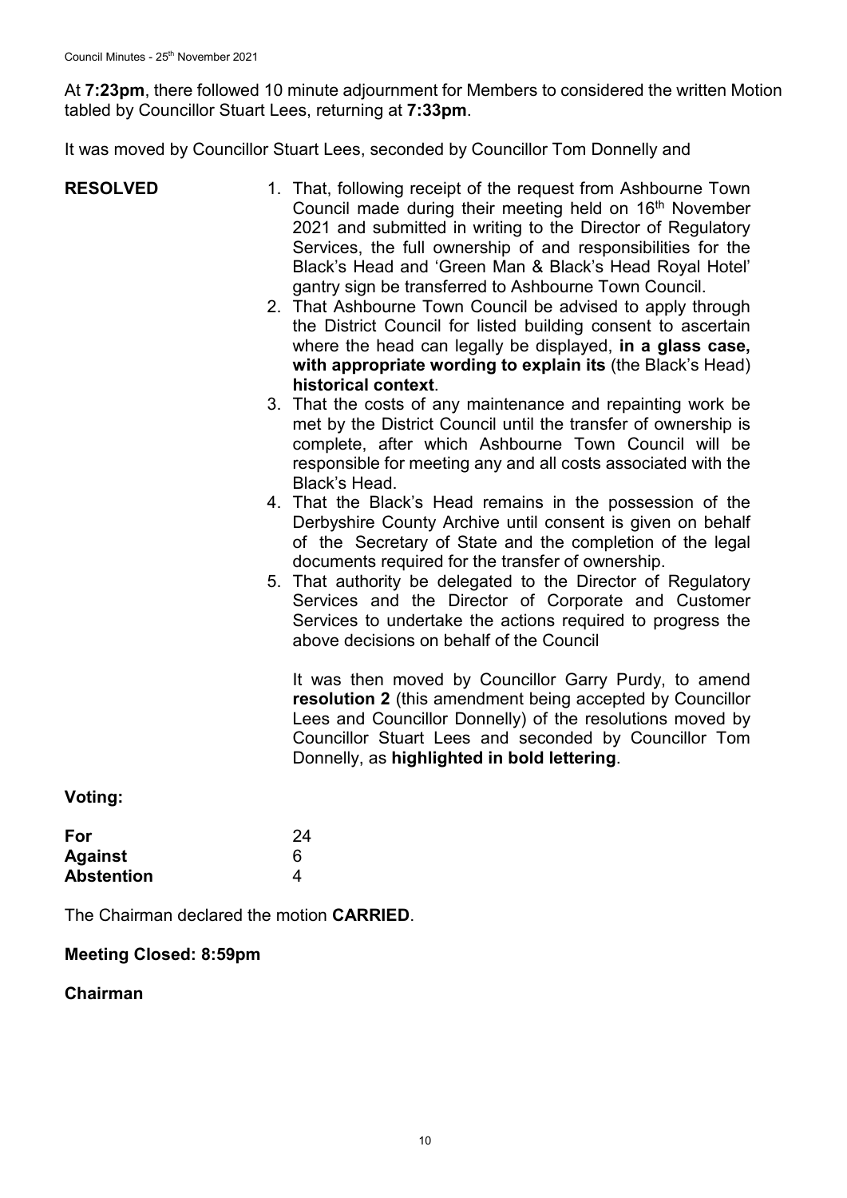At **7:23pm**, there followed 10 minute adjournment for Members to considered the written Motion tabled by Councillor Stuart Lees, returning at **7:33pm**.

It was moved by Councillor Stuart Lees, seconded by Councillor Tom Donnelly and

**RESOLVED**

1. That, following receipt of the request from Ashbourne Town Council made during their meeting held on 16th November 2021 and submitted in writing to the Director of Regulatory Services, the full ownership of and responsibilities for the Black's Head and 'Green Man & Black's Head Royal Hotel' gantry sign be transferred to Ashbourne Town Council.
2. That Ashbourne Town Council be advised to apply through the District Council for listed building consent to ascertain where the head can legally be displayed, **in a glass case, with appropriate wording to explain its** (the Black's Head) **historical context**.
3. That the costs of any maintenance and repainting work be met by the District Council until the transfer of ownership is complete, after which Ashbourne Town Council will be responsible for meeting any and all costs associated with the Black's Head.
4. That the Black's Head remains in the possession of the Derbyshire County Archive until consent is given on behalf of the Secretary of State and the completion of the legal documents required for the transfer of ownership.
5. That authority be delegated to the Director of Regulatory Services and the Director of Corporate and Customer Services to undertake the actions required to progress the above decisions on behalf of the Council

It was then moved by Councillor Garry Purdy, to amend **resolution 2** (this amendment being accepted by Councillor Lees and Councillor Donnelly) of the resolutions moved by Councillor Stuart Lees and seconded by Councillor Tom Donnelly, as **highlighted in bold lettering**.

**Voting:**

| | |
|---|---|
| **For** | 24 |
| **Against** | 6 |
| **Abstention** | 4 |

The Chairman declared the motion **CARRIED**.

**Meeting Closed: 8:59pm**

**Chairman**